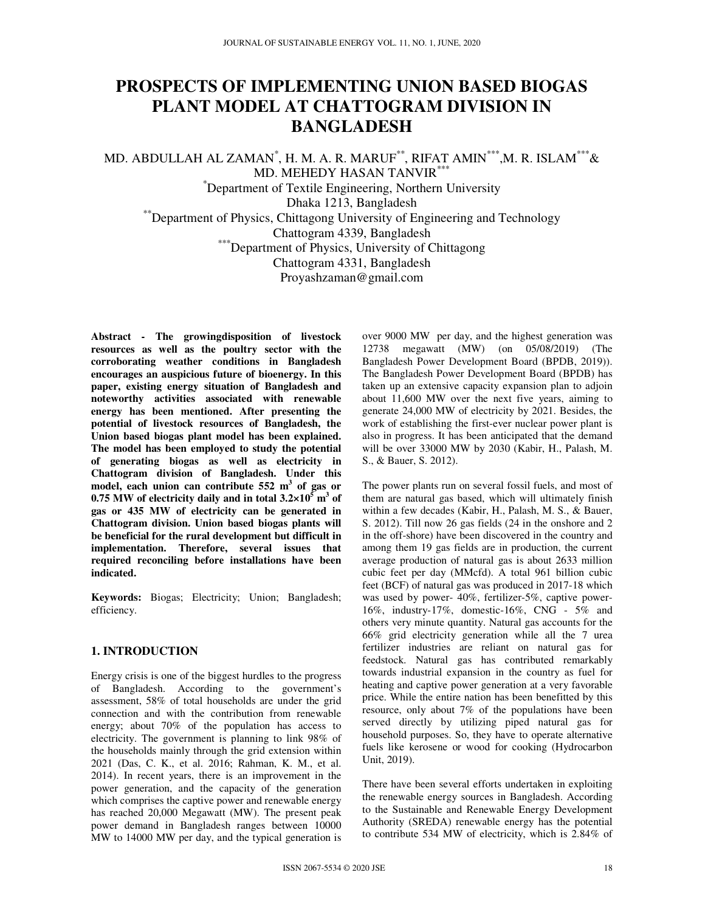# PROSPECTS OF IMPLEMENTING UNION BASED BIOGAS PLANT MODEL AT CHATTOGRAM DIVISION IN BANGLADESH

MD. ABDULLAH AL ZAMAN[*], H. M. A. R. MARUF[**], RIFAT AMIN[***], M. R. ISLAM[***] & MD. MEHEDY HASAN TANVIR[***]

[*]Department of Textile Engineering, Northern University
Dhaka 1213, Bangladesh

[**]Department of Physics, Chittagong University of Engineering and Technology
Chattogram 4339, Bangladesh

[***]Department of Physics, University of Chittagong
Chattogram 4331, Bangladesh

Proyashzaman@gmail.com

**Abstract - The growingdisposition of livestock resources as well as the poultry sector with the corroborating weather conditions in Bangladesh encourages an auspicious future of bioenergy. In this paper, existing energy situation of Bangladesh and noteworthy activities associated with renewable energy has been mentioned. After presenting the potential of livestock resources of Bangladesh, the Union based biogas plant model has been explained. The model has been employed to study the potential of generating biogas as well as electricity in Chattogram division of Bangladesh. Under this model, each union can contribute 552 $m^3$ of gas or 0.75 MW of electricity daily and in total $3.2\times10^5$ $m^3$ of gas or 435 MW of electricity can be generated in Chattogram division. Union based biogas plants will be beneficial for the rural development but difficult in implementation. Therefore, several issues that required reconciling before installations have been indicated.**

**Keywords:** Biogas; Electricity; Union; Bangladesh; efficiency.

## 1. INTRODUCTION

Energy crisis is one of the biggest hurdles to the progress of Bangladesh. According to the government's assessment, 58% of total households are under the grid connection and with the contribution from renewable energy; about 70% of the population has access to electricity. The government is planning to link 98% of the households mainly through the grid extension within 2021 (Das, C. K., et al. 2016; Rahman, K. M., et al. 2014). In recent years, there is an improvement in the power generation, and the capacity of the generation which comprises the captive power and renewable energy has reached 20,000 Megawatt (MW). The present peak power demand in Bangladesh ranges between 10000 MW to 14000 MW per day, and the typical generation is over 9000 MW per day, and the highest generation was 12738 megawatt (MW) (on 05/08/2019) (The Bangladesh Power Development Board (BPDB, 2019)). The Bangladesh Power Development Board (BPDB) has taken up an extensive capacity expansion plan to adjoin about 11,600 MW over the next five years, aiming to generate 24,000 MW of electricity by 2021. Besides, the work of establishing the first-ever nuclear power plant is also in progress. It has been anticipated that the demand will be over 33000 MW by 2030 (Kabir, H., Palash, M. S., & Bauer, S. 2012).

The power plants run on several fossil fuels, and most of them are natural gas based, which will ultimately finish within a few decades (Kabir, H., Palash, M. S., & Bauer, S. 2012). Till now 26 gas fields (24 in the onshore and 2 in the off-shore) have been discovered in the country and among them 19 gas fields are in production, the current average production of natural gas is about 2633 million cubic feet per day (MMcfd). A total 961 billion cubic feet (BCF) of natural gas was produced in 2017-18 which was used by power- 40%, fertilizer-5%, captive power- 16%, industry-17%, domestic-16%, CNG - 5% and others very minute quantity. Natural gas accounts for the 66% grid electricity generation while all the 7 urea fertilizer industries are reliant on natural gas for feedstock. Natural gas has contributed remarkably towards industrial expansion in the country as fuel for heating and captive power generation at a very favorable price. While the entire nation has been benefitted by this resource, only about 7% of the populations have been served directly by utilizing piped natural gas for household purposes. So, they have to operate alternative fuels like kerosene or wood for cooking (Hydrocarbon Unit, 2019).

There have been several efforts undertaken in exploiting the renewable energy sources in Bangladesh. According to the Sustainable and Renewable Energy Development Authority (SREDA) renewable energy has the potential to contribute 534 MW of electricity, which is 2.84% of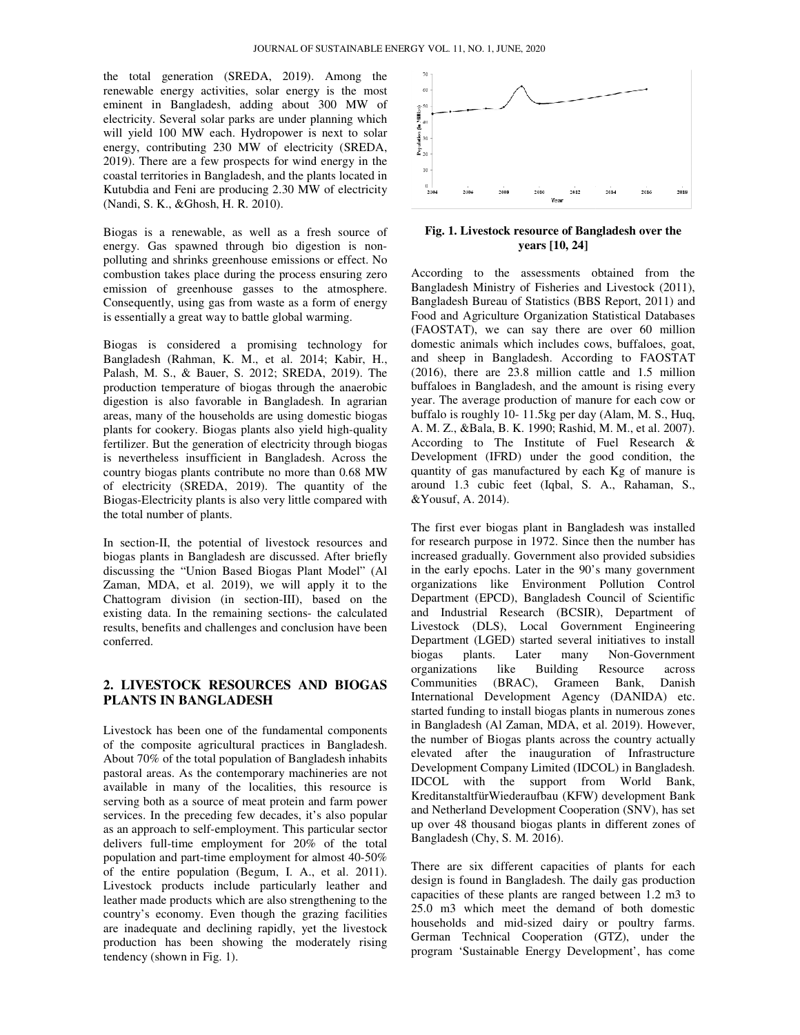the total generation (SREDA, 2019). Among the renewable energy activities, solar energy is the most eminent in Bangladesh, adding about 300 MW of electricity. Several solar parks are under planning which will yield 100 MW each. Hydropower is next to solar energy, contributing 230 MW of electricity (SREDA, 2019). There are a few prospects for wind energy in the coastal territories in Bangladesh, and the plants located in Kutubdia and Feni are producing 2.30 MW of electricity (Nandi, S. K., &Ghosh, H. R. 2010).

Biogas is a renewable, as well as a fresh source of energy. Gas spawned through bio digestion is non-polluting and shrinks greenhouse emissions or effect. No combustion takes place during the process ensuring zero emission of greenhouse gasses to the atmosphere. Consequently, using gas from waste as a form of energy is essentially a great way to battle global warming.

Biogas is considered a promising technology for Bangladesh (Rahman, K. M., et al. 2014; Kabir, H., Palash, M. S., & Bauer, S. 2012; SREDA, 2019). The production temperature of biogas through the anaerobic digestion is also favorable in Bangladesh. In agrarian areas, many of the households are using domestic biogas plants for cookery. Biogas plants also yield high-quality fertilizer. But the generation of electricity through biogas is nevertheless insufficient in Bangladesh. Across the country biogas plants contribute no more than 0.68 MW of electricity (SREDA, 2019). The quantity of the Biogas-Electricity plants is also very little compared with the total number of plants.

In section-II, the potential of livestock resources and biogas plants in Bangladesh are discussed. After briefly discussing the "Union Based Biogas Plant Model" (Al Zaman, MDA, et al. 2019), we will apply it to the Chattogram division (in section-III), based on the existing data. In the remaining sections- the calculated results, benefits and challenges and conclusion have been conferred.

## 2. LIVESTOCK RESOURCES AND BIOGAS PLANTS IN BANGLADESH

Livestock has been one of the fundamental components of the composite agricultural practices in Bangladesh. About 70% of the total population of Bangladesh inhabits pastoral areas. As the contemporary machineries are not available in many of the localities, this resource is serving both as a source of meat protein and farm power services. In the preceding few decades, it's also popular as an approach to self-employment. This particular sector delivers full-time employment for 20% of the total population and part-time employment for almost 40-50% of the entire population (Begum, I. A., et al. 2011). Livestock products include particularly leather and leather made products which are also strengthening to the country's economy. Even though the grazing facilities are inadequate and declining rapidly, yet the livestock production has been showing the moderately rising tendency (shown in Fig. 1).

**Fig. 1. Livestock resource of Bangladesh over the years [10, 24]**

According to the assessments obtained from the Bangladesh Ministry of Fisheries and Livestock (2011), Bangladesh Bureau of Statistics (BBS Report, 2011) and Food and Agriculture Organization Statistical Databases (FAOSTAT), we can say there are over 60 million domestic animals which includes cows, buffaloes, goat, and sheep in Bangladesh. According to FAOSTAT (2016), there are 23.8 million cattle and 1.5 million buffaloes in Bangladesh, and the amount is rising every year. The average production of manure for each cow or buffalo is roughly 10- 11.5kg per day (Alam, M. S., Huq, A. M. Z., &Bala, B. K. 1990; Rashid, M. M., et al. 2007). According to The Institute of Fuel Research & Development (IFRD) under the good condition, the quantity of gas manufactured by each Kg of manure is around 1.3 cubic feet (Iqbal, S. A., Rahaman, S., &Yousuf, A. 2014).

The first ever biogas plant in Bangladesh was installed for research purpose in 1972. Since then the number has increased gradually. Government also provided subsidies in the early epochs. Later in the 90's many government organizations like Environment Pollution Control Department (EPCD), Bangladesh Council of Scientific and Industrial Research (BCSIR), Department of Livestock (DLS), Local Government Engineering Department (LGED) started several initiatives to install biogas plants. Later many Non-Government organizations like Building Resource across Communities (BRAC), Grameen Bank, Danish International Development Agency (DANIDA) etc. started funding to install biogas plants in numerous zones in Bangladesh (Al Zaman, MDA, et al. 2019). However, the number of Biogas plants across the country actually elevated after the inauguration of Infrastructure Development Company Limited (IDCOL) in Bangladesh. IDCOL with the support from World Bank, KreditanstaltfürWiederaufbau (KFW) development Bank and Netherland Development Cooperation (SNV), has set up over 48 thousand biogas plants in different zones of Bangladesh (Chy, S. M. 2016).

There are six different capacities of plants for each design is found in Bangladesh. The daily gas production capacities of these plants are ranged between 1.2 m3 to 25.0 m3 which meet the demand of both domestic households and mid-sized dairy or poultry farms. German Technical Cooperation (GTZ), under the program 'Sustainable Energy Development', has come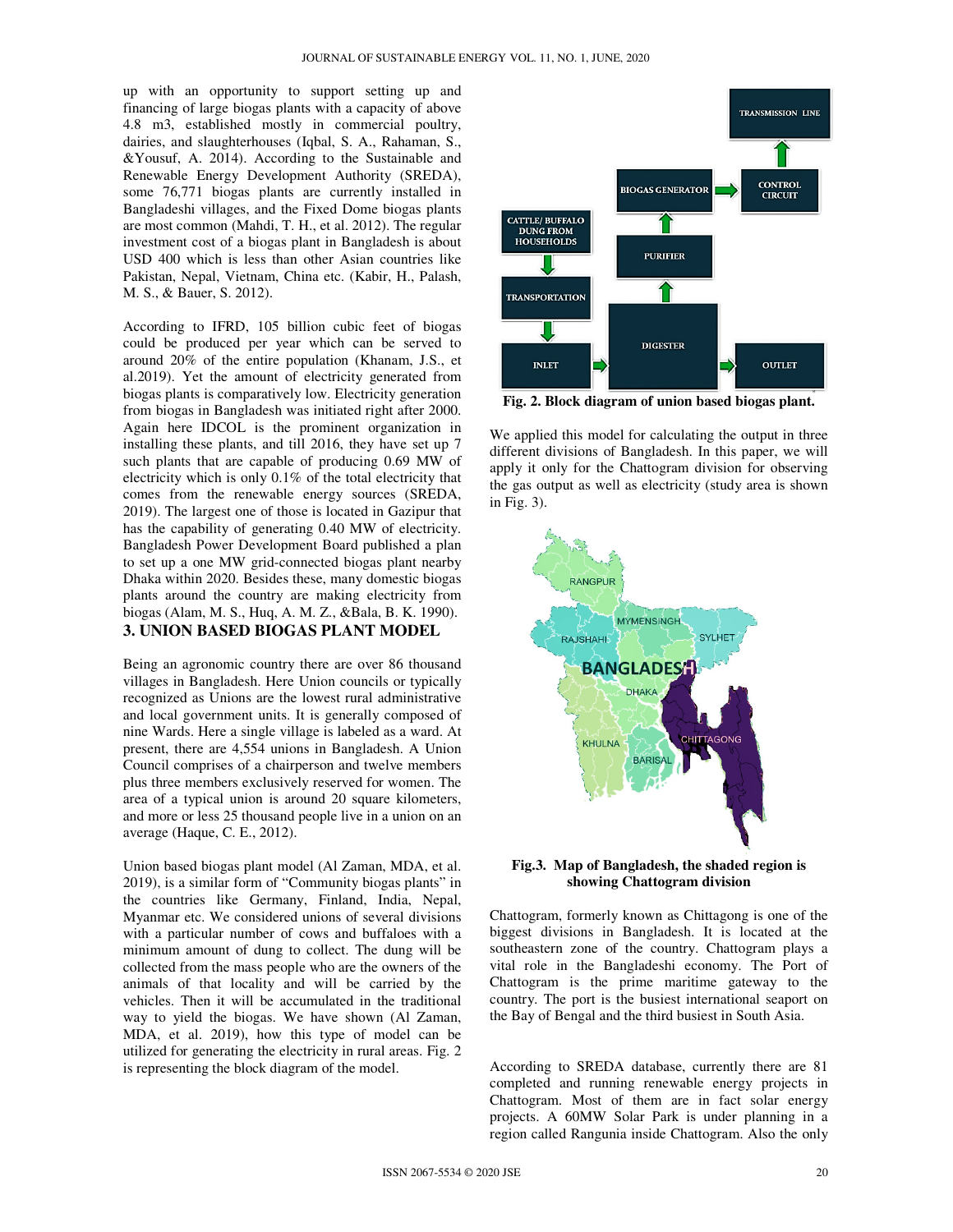up with an opportunity to support setting up and financing of large biogas plants with a capacity of above 4.8 m3, established mostly in commercial poultry, dairies, and slaughterhouses (Iqbal, S. A., Rahaman, S., &Yousuf, A. 2014). According to the Sustainable and Renewable Energy Development Authority (SREDA), some 76,771 biogas plants are currently installed in Bangladeshi villages, and the Fixed Dome biogas plants are most common (Mahdi, T. H., et al. 2012). The regular investment cost of a biogas plant in Bangladesh is about USD 400 which is less than other Asian countries like Pakistan, Nepal, Vietnam, China etc. (Kabir, H., Palash, M. S., & Bauer, S. 2012).

According to IFRD, 105 billion cubic feet of biogas could be produced per year which can be served to around 20% of the entire population (Khanam, J.S., et al.2019). Yet the amount of electricity generated from biogas plants is comparatively low. Electricity generation from biogas in Bangladesh was initiated right after 2000. Again here IDCOL is the prominent organization in installing these plants, and till 2016, they have set up 7 such plants that are capable of producing 0.69 MW of electricity which is only 0.1% of the total electricity that comes from the renewable energy sources (SREDA, 2019). The largest one of those is located in Gazipur that has the capability of generating 0.40 MW of electricity. Bangladesh Power Development Board published a plan to set up a one MW grid-connected biogas plant nearby Dhaka within 2020. Besides these, many domestic biogas plants around the country are making electricity from biogas (Alam, M. S., Huq, A. M. Z., &Bala, B. K. 1990).

## 3. UNION BASED BIOGAS PLANT MODEL

Being an agronomic country there are over 86 thousand villages in Bangladesh. Here Union councils or typically recognized as Unions are the lowest rural administrative and local government units. It is generally composed of nine Wards. Here a single village is labeled as a ward. At present, there are 4,554 unions in Bangladesh. A Union Council comprises of a chairperson and twelve members plus three members exclusively reserved for women. The area of a typical union is around 20 square kilometers, and more or less 25 thousand people live in a union on an average (Haque, C. E., 2012).

Union based biogas plant model (Al Zaman, MDA, et al. 2019), is a similar form of "Community biogas plants" in the countries like Germany, Finland, India, Nepal, Myanmar etc. We considered unions of several divisions with a particular number of cows and buffaloes with a minimum amount of dung to collect. The dung will be collected from the mass people who are the owners of the animals of that locality and will be carried by the vehicles. Then it will be accumulated in the traditional way to yield the biogas. We have shown (Al Zaman, MDA, et al. 2019), how this type of model can be utilized for generating the electricity in rural areas. Fig. 2 is representing the block diagram of the model.

**Fig. 2. Block diagram of union based biogas plant.**

We applied this model for calculating the output in three different divisions of Bangladesh. In this paper, we will apply it only for the Chattogram division for observing the gas output as well as electricity (study area is shown in Fig. 3).

**Fig.3. Map of Bangladesh, the shaded region is showing Chattogram division**

Chattogram, formerly known as Chittagong is one of the biggest divisions in Bangladesh. It is located at the southeastern zone of the country. Chattogram plays a vital role in the Bangladeshi economy. The Port of Chattogram is the prime maritime gateway to the country. The port is the busiest international seaport on the Bay of Bengal and the third busiest in South Asia.

According to SREDA database, currently there are 81 completed and running renewable energy projects in Chattogram. Most of them are in fact solar energy projects. A 60MW Solar Park is under planning in a region called Rangunia inside Chattogram. Also the only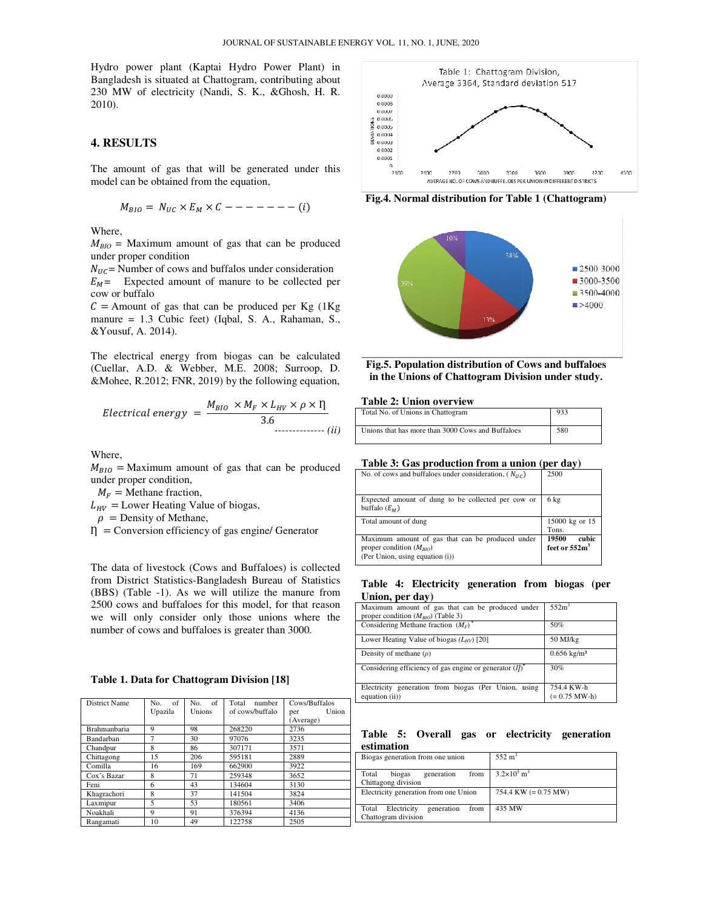Hydro power plant (Kaptai Hydro Power Plant) in Bangladesh is situated at Chattogram, contributing about 230 MW of electricity (Nandi, S. K., &Ghosh, H. R. 2010).

## 4. RESULTS

The amount of gas that will be generated under this model can be obtained from the equation,

$$M_{BIO} = N_{UC} \times E_M \times C - - - - - - - - (i)$$

Where,
$M_{BIO}$ = Maximum amount of gas that can be produced under proper condition
$N_{UC}$ = Number of cows and buffalos under consideration
$E_M$ = Expected amount of manure to be collected per cow or buffalo
$C$ = Amount of gas that can be produced per Kg (1Kg manure = 1.3 Cubic feet) (Iqbal, S. A., Rahaman, S., &Yousuf, A. 2014).

The electrical energy from biogas can be calculated (Cuellar, A.D. & Webber, M.E. 2008; Surroop, D. &Mohee, R.2012; FNR, 2019) by the following equation,

$$Electrical\ energy = \frac{M_{BIO} \times M_F \times L_{HV} \times \rho \times \eta}{3.6} \text{ -------------- } (ii)$$

Where,
$M_{BIO}$ = Maximum amount of gas that can be produced under proper condition,
$M_F$ = Methane fraction,
$L_{HV}$ = Lower Heating Value of biogas,
$\rho$ = Density of Methane,
$\eta$ = Conversion efficiency of gas engine/ Generator

The data of livestock (Cows and Buffaloes) is collected from District Statistics-Bangladesh Bureau of Statistics (BBS) (Table -1). As we will utilize the manure from 2500 cows and buffaloes for this model, for that reason we will only consider only those unions where the number of cows and buffaloes is greater than 3000.

**Table 1. Data for Chattogram Division [18]**

| District Name | No. of Upazila | No. of Unions | Total number of cows/buffalo | Cows/Buffalos per Union (Average) |
|---|---|---|---|---|
| Brahmanbaria | 9 | 98 | 268220 | 2736 |
| Bandarban | 7 | 30 | 97076 | 3235 |
| Chandpur | 8 | 86 | 307171 | 3571 |
| Chittagong | 15 | 206 | 595181 | 2889 |
| Comilla | 16 | 169 | 662900 | 3922 |
| Cox's Bazar | 8 | 71 | 259348 | 3652 |
| Feni | 6 | 43 | 134604 | 3130 |
| Khagrachori | 8 | 37 | 141504 | 3824 |
| Laxmipur | 5 | 53 | 180561 | 3406 |
| Noakhali | 9 | 91 | 376394 | 4136 |
| Rangamati | 10 | 49 | 122758 | 2505 |

**Fig.4. Normal distribution for Table 1 (Chattogram)**

**Fig.5. Population distribution of Cows and buffaloes in the Unions of Chattogram Division under study.**

**Table 2: Union overview**

| | |
|---|---|
| Total No. of Unions in Chattogram | 933 |
| Unions that has more than 3000 Cows and Buffaloes | 580 |

**Table 3: Gas production from a union (per day)**

| | |
|---|---|
| No. of cows and buffaloes under consideration, ($N_{UC}$) | 2500 |
| Expected amount of dung to be collected per cow or buffalo ($E_M$) | 6 kg |
| Total amount of dung | 15000 kg or 15 Tons. |
| Maximum amount of gas that can be produced under proper condition ($M_{BIO}$) (Per Union, using equation (i)) | **19500 cubic feet or 552m$^3$** |

**Table 4: Electricity generation from biogas (per Union, per day)**

| | |
|---|---|
| Maximum amount of gas that can be produced under proper condition ($M_{BIO}$) (Table 3) | 552m$^3$ |
| Considering Methane fraction ($M_F$)* | 50% |
| Lower Heating Value of biogas ($L_{HV}$) [20] | 50 MJ/kg |
| Density of methane ($\rho$) | 0.656 kg/m³ |
| Considering efficiency of gas engine or generator ($\eta$)* | 30% |
| Electricity generation from biogas (Per Union, using equation (ii)) | 754.4 KW-h (= 0.75 MW-h) |

**Table 5: Overall gas or electricity generation estimation**

| | |
|---|---|
| Biogas generation from one union | 552 m$^3$ |
| Total biogas generation from Chattogong division | 3.2×10$^5$ m$^3$ |
| Electricity generation from one Union | 754.4 KW (= 0.75 MW) |
| Total Electricity generation from Chattogram division | 435 MW |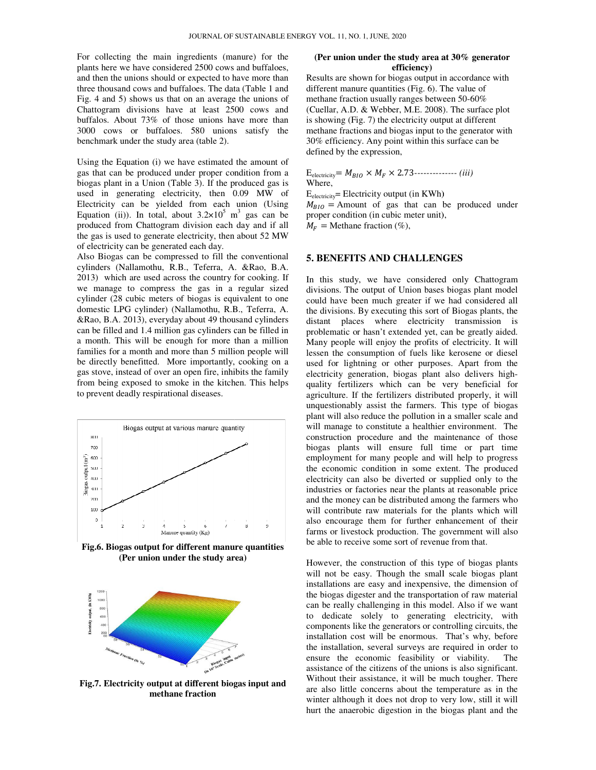For collecting the main ingredients (manure) for the plants here we have considered 2500 cows and buffaloes, and then the unions should or expected to have more than three thousand cows and buffaloes. The data (Table 1 and Fig. 4 and 5) shows us that on an average the unions of Chattogram divisions have at least 2500 cows and buffalos. About 73% of those unions have more than 3000 cows or buffaloes. 580 unions satisfy the benchmark under the study area (table 2).

Using the Equation (i) we have estimated the amount of gas that can be produced under proper condition from a biogas plant in a Union (Table 3). If the produced gas is used in generating electricity, then 0.09 MW of Electricity can be yielded from each union (Using Equation (ii)). In total, about $3.2\times10^5$ $m^3$ gas can be produced from Chattogram division each day and if all the gas is used to generate electricity, then about 52 MW of electricity can be generated each day.

Also Biogas can be compressed to fill the conventional cylinders (Nallamothu, R.B., Teferra, A. &Rao, B.A. 2013) which are used across the country for cooking. If we manage to compress the gas in a regular sized cylinder (28 cubic meters of biogas is equivalent to one domestic LPG cylinder) (Nallamothu, R.B., Teferra, A. &Rao, B.A. 2013), everyday about 49 thousand cylinders can be filled and 1.4 million gas cylinders can be filled in a month. This will be enough for more than a million families for a month and more than 5 million people will be directly benefitted. More importantly, cooking on a gas stove, instead of over an open fire, inhibits the family from being exposed to smoke in the kitchen. This helps to prevent deadly respirational diseases.

**Fig.6. Biogas output for different manure quantities (Per union under the study area)**

**Fig.7. Electricity output at different biogas input and methane fraction (Per union under the study area at 30% generator efficiency)**

Results are shown for biogas output in accordance with different manure quantities (Fig. 6). The value of methane fraction usually ranges between 50-60% (Cuellar, A.D. & Webber, M.E. 2008). The surface plot is showing (Fig. 7) the electricity output at different methane fractions and biogas input to the generator with 30% efficiency. Any point within this surface can be defined by the expression,

$$E_{electricity} = M_{BIO} \times M_F \times 2.73 \qquad (iii)$$

Where,

$E_{electricity}$ = Electricity output (in KWh)

$M_{BIO}$ = Amount of gas that can be produced under proper condition (in cubic meter unit),

$M_F$ = Methane fraction (%),

## 5. BENEFITS AND CHALLENGES

In this study, we have considered only Chattogram divisions. The output of Union bases biogas plant model could have been much greater if we had considered all the divisions. By executing this sort of Biogas plants, the distant places where electricity transmission is problematic or hasn't extended yet, can be greatly aided. Many people will enjoy the profits of electricity. It will lessen the consumption of fuels like kerosene or diesel used for lightning or other purposes. Apart from the electricity generation, biogas plant also delivers high-quality fertilizers which can be very beneficial for agriculture. If the fertilizers distributed properly, it will unquestionably assist the farmers. This type of biogas plant will also reduce the pollution in a smaller scale and will manage to constitute a healthier environment. The construction procedure and the maintenance of those biogas plants will ensure full time or part time employment for many people and will help to progress the economic condition in some extent. The produced electricity can also be diverted or supplied only to the industries or factories near the plants at reasonable price and the money can be distributed among the farmers who will contribute raw materials for the plants which will also encourage them for further enhancement of their farms or livestock production. The government will also be able to receive some sort of revenue from that.

However, the construction of this type of biogas plants will not be easy. Though the small scale biogas plant installations are easy and inexpensive, the dimension of the biogas digester and the transportation of raw material can be really challenging in this model. Also if we want to dedicate solely to generating electricity, with components like the generators or controlling circuits, the installation cost will be enormous. That's why, before the installation, several surveys are required in order to ensure the economic feasibility or viability. The assistance of the citizens of the unions is also significant. Without their assistance, it will be much tougher. There are also little concerns about the temperature as in the winter although it does not drop to very low, still it will hurt the anaerobic digestion in the biogas plant and the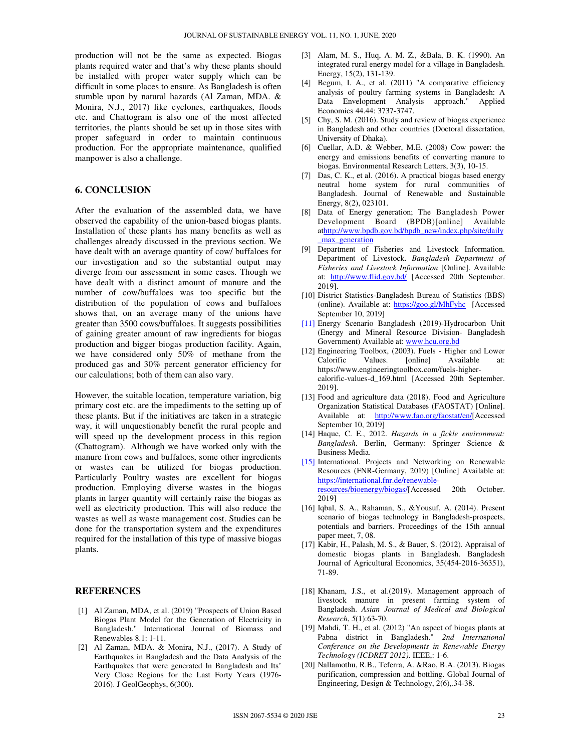production will not be the same as expected. Biogas plants required water and that's why these plants should be installed with proper water supply which can be difficult in some places to ensure. As Bangladesh is often stumble upon by natural hazards (Al Zaman, MDA. & Monira, N.J., 2017) like cyclones, earthquakes, floods etc. and Chattogram is also one of the most affected territories, the plants should be set up in those sites with proper safeguard in order to maintain continuous production. For the appropriate maintenance, qualified manpower is also a challenge.

## 6. CONCLUSION

After the evaluation of the assembled data, we have observed the capability of the union-based biogas plants. Installation of these plants has many benefits as well as challenges already discussed in the previous section. We have dealt with an average quantity of cow/ buffaloes for our investigation and so the substantial output may diverge from our assessment in some cases. Though we have dealt with a distinct amount of manure and the number of cow/buffaloes was too specific but the distribution of the population of cows and buffaloes shows that, on an average many of the unions have greater than 3500 cows/buffaloes. It suggests possibilities of gaining greater amount of raw ingredients for biogas production and bigger biogas production facility. Again, we have considered only 50% of methane from the produced gas and 30% percent generator efficiency for our calculations; both of them can also vary.

However, the suitable location, temperature variation, big primary cost etc. are the impediments to the setting up of these plants. But if the initiatives are taken in a strategic way, it will unquestionably benefit the rural people and will speed up the development process in this region (Chattogram). Although we have worked only with the manure from cows and buffaloes, some other ingredients or wastes can be utilized for biogas production. Particularly Poultry wastes are excellent for biogas production. Employing diverse wastes in the biogas plants in larger quantity will certainly raise the biogas as well as electricity production. This will also reduce the wastes as well as waste management cost. Studies can be done for the transportation system and the expenditures required for the installation of this type of massive biogas plants.

## REFERENCES

[1] Al Zaman, MDA, et al. (2019) "Prospects of Union Based Biogas Plant Model for the Generation of Electricity in Bangladesh." International Journal of Biomass and Renewables 8.1: 1-11.

[2] Al Zaman, MDA. & Monira, N.J., (2017). A Study of Earthquakes in Bangladesh and the Data Analysis of the Earthquakes that were generated In Bangladesh and Its' Very Close Regions for the Last Forty Years (1976-2016). J GeolGeophys, 6(300).

[3] Alam, M. S., Huq, A. M. Z., &Bala, B. K. (1990). An integrated rural energy model for a village in Bangladesh. Energy, 15(2), 131-139.

[4] Begum, I. A., et al. (2011) "A comparative efficiency analysis of poultry farming systems in Bangladesh: A Data Envelopment Analysis approach." Applied Economics 44.44: 3737-3747.

[5] Chy, S. M. (2016). Study and review of biogas experience in Bangladesh and other countries (Doctoral dissertation, University of Dhaka).

[6] Cuellar, A.D. & Webber, M.E. (2008) Cow power: the energy and emissions benefits of converting manure to biogas. Environmental Research Letters, 3(3), 10-15.

[7] Das, C. K., et al. (2016). A practical biogas based energy neutral home system for rural communities of Bangladesh. Journal of Renewable and Sustainable Energy, 8(2), 023101.

[8] Data of Energy generation; The Bangladesh Power Development Board (BPDB)[online] Available athttp://www.bpdb.gov.bd/bpdb_new/index.php/site/daily_max_generation

[9] Department of Fisheries and Livestock Information. Department of Livestock. *Bangladesh Department of Fisheries and Livestock Information* [Online]. Available at: http://www.flid.gov.bd/ [Accessed 20th September. 2019].

[10] District Statistics-Bangladesh Bureau of Statistics (BBS) (online). Available at: https://goo.gl/MhFyhc [Accessed September 10, 2019]

[11] Energy Scenario Bangladesh (2019)-Hydrocarbon Unit (Energy and Mineral Resource Division- Bangladesh Government) Available at: www.hcu.org.bd

[12] Engineering Toolbox, (2003). Fuels - Higher and Lower Calorific Values. [online] Available at: https://www.engineeringtoolbox.com/fuels-higher-calorific-values-d_169.html [Accessed 20th September. 2019].

[13] Food and agriculture data (2018). Food and Agriculture Organization Statistical Databases (FAOSTAT) [Online]. Available at: http://www.fao.org/faostat/en/[Accessed September 10, 2019]

[14] Haque, C. E., 2012. *Hazards in a fickle environment: Bangladesh.* Berlin, Germany: Springer Science & Business Media.

[15] International. Projects and Networking on Renewable Resources (FNR-Germany, 2019) [Online] Available at: https://international.fnr.de/renewable-resources/bioenergy/biogas/[Accessed 20th October. 2019]

[16] Iqbal, S. A., Rahaman, S., &Yousuf, A. (2014). Present scenario of biogas technology in Bangladesh-prospects, potentials and barriers. Proceedings of the 15th annual paper meet, 7, 08.

[17] Kabir, H., Palash, M. S., & Bauer, S. (2012). Appraisal of domestic biogas plants in Bangladesh. Bangladesh Journal of Agricultural Economics, 35(454-2016-36351), 71-89.

[18] Khanam, J.S., et al.(2019). Management approach of livestock manure in present farming system of Bangladesh. *Asian Journal of Medical and Biological Research*, *5*(1):63-70.

[19] Mahdi, T. H., et al. (2012) "An aspect of biogas plants at Pabna district in Bangladesh." *2nd International Conference on the Developments in Renewable Energy Technology (ICDRET 2012)*. IEEE,: 1-6.

[20] Nallamothu, R.B., Teferra, A. &Rao, B.A. (2013). Biogas purification, compression and bottling. Global Journal of Engineering, Design & Technology, 2(6),.34-38.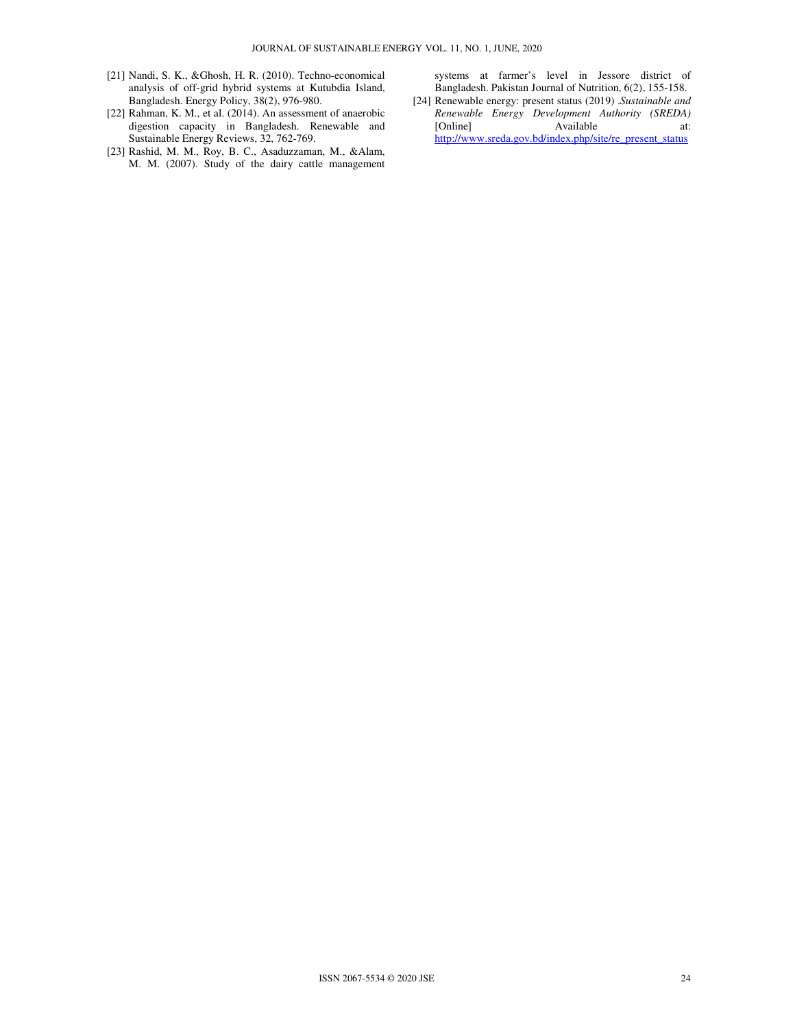[21] Nandi, S. K., &Ghosh, H. R. (2010). Techno-economical analysis of off-grid hybrid systems at Kutubdia Island, Bangladesh. Energy Policy, 38(2), 976-980.

[22] Rahman, K. M., et al. (2014). An assessment of anaerobic digestion capacity in Bangladesh. Renewable and Sustainable Energy Reviews, 32, 762-769.

[23] Rashid, M. M., Roy, B. C., Asaduzzaman, M., &Alam, M. M. (2007). Study of the dairy cattle management systems at farmer's level in Jessore district of Bangladesh. Pakistan Journal of Nutrition, 6(2), 155-158.

[24] Renewable energy: present status (2019) .*Sustainable and Renewable Energy Development Authority (SREDA)* [Online] Available at: http://www.sreda.gov.bd/index.php/site/re_present_status